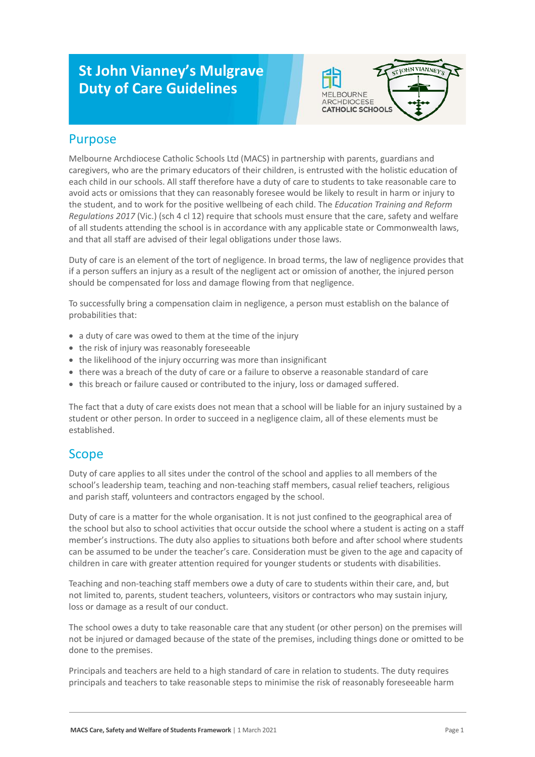# St John Vianney's Mulgrave Duty of Care Guidelines

## Purpose

Melbourne Archdiocese Catholic Schools Ltd (MACS) in partnership with parents, guardians and caregivers, who are the primary educators of their children, is entrusted with the holistic education of each child in our schools. All staff therefore have a duty of care to students to take reasonable care to avoid acts or omissions that they can reasonably foresee would be likely to result in harm or injury to the student, and to work for the positive wellbeing of each child. The *Education Training and Reform Regulations 2017* (Vic.) (sch 4 cl 12) require that schools must ensure that the care, safety and welfare of all students attending the school is in accordance with any applicable state or Commonwealth laws, and that all staff are advised of their legal obligations under those laws.

Duty of care is an element of the tort of negligence. In broad terms, the law of negligence provides that if a person suffers an injury as a result of the negligent act or omission of another, the injured person should be compensated for loss and damage flowing from that negligence.

To successfully bring a compensation claim in negligence, a person must establish on the balance of probabilities that:

- a duty of care was owed to them at the time of the injury
- the risk of injury was reasonably foreseeable
- the likelihood of the injury occurring was more than insignificant
- there was a breach of the duty of care or a failure to observe a reasonable standard of care
- this breach or failure caused or contributed to the injury, loss or damaged suffered.

The fact that a duty of care exists does not mean that a school will be liable for an injury sustained by a student or other person. In order to succeed in a negligence claim, all of these elements must be established.

## Scope

Duty of care applies to all sites under the control of the school and applies to all members of the school's leadership team, teaching and non-teaching staff members, casual relief teachers, religious and parish staff, volunteers and contractors engaged by the school.

Duty of care is a matter for the whole organisation. It is not just confined to the geographical area of the school but also to school activities that occur outside the school where a student is acting on a staff member's instructions. The duty also applies to situations both before and after school where students can be assumed to be under the teacher's care. Consideration must be given to the age and capacity of children in care with greater attention required for younger students or students with disabilities.

Teaching and non-teaching staff members owe a duty of care to students within their care, and, but not limited to, parents, student teachers, volunteers, visitors or contractors who may sustain injury, loss or damage as a result of our conduct.

The school owes a duty to take reasonable care that any student (or other person) on the premises will not be injured or damaged because of the state of the premises, including things done or omitted to be done to the premises.

Principals and teachers are held to a high standard of care in relation to students. The duty requires principals and teachers to take reasonable steps to minimise the risk of reasonably foreseeable harm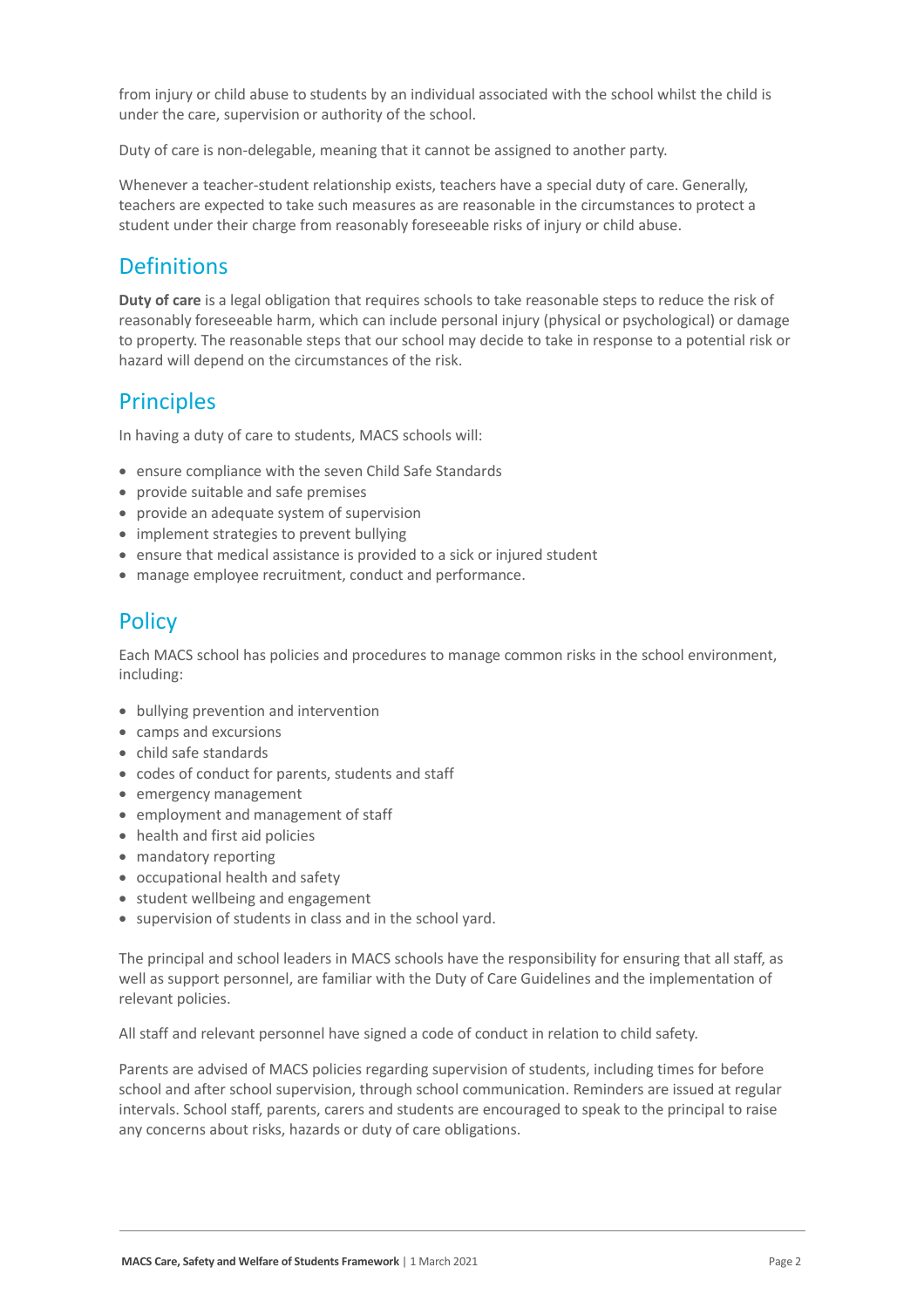from injury or child abuse to students by an individual associated with the school whilst the child is under the care, supervision or authority of the school.

Duty of care is non-delegable, meaning that it cannot be assigned to another party.

Whenever a teacher-student relationship exists, teachers have a special duty of care. Generally, teachers are expected to take such measures as are reasonable in the circumstances to protect a student under their charge from reasonably foreseeable risks of injury or child abuse.

## Definitions

**Duty of care** is a legal obligation that requires schools to take reasonable steps to reduce the risk of reasonably foreseeable harm, which can include personal injury (physical or psychological) or damage to property. The reasonable steps that our school may decide to take in response to a potential risk or hazard will depend on the circumstances of the risk.

## Principles

In having a duty of care to students, MACS schools will:

- ensure compliance with the seven Child Safe Standards
- provide suitable and safe premises
- provide an adequate system of supervision
- implement strategies to prevent bullying
- ensure that medical assistance is provided to a sick or injured student
- manage employee recruitment, conduct and performance.

## Policy

Each MACS school has policies and procedures to manage common risks in the school environment, including:

- bullying prevention and intervention
- camps and excursions
- child safe standards
- codes of conduct for parents, students and staff
- emergency management
- employment and management of staff
- health and first aid policies
- mandatory reporting
- occupational health and safety
- student wellbeing and engagement
- supervision of students in class and in the school yard.

The principal and school leaders in MACS schools have the responsibility for ensuring that all staff, as well as support personnel, are familiar with the Duty of Care Guidelines and the implementation of relevant policies.

All staff and relevant personnel have signed a code of conduct in relation to child safety.

Parents are advised of MACS policies regarding supervision of students, including times for before school and after school supervision, through school communication. Reminders are issued at regular intervals. School staff, parents, carers and students are encouraged to speak to the principal to raise any concerns about risks, hazards or duty of care obligations.